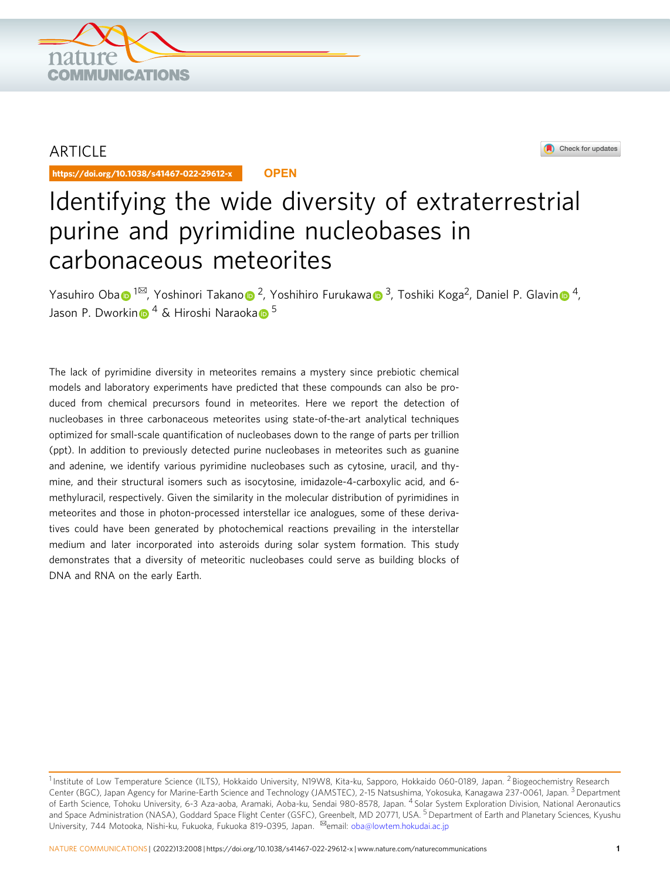ARTICLE

https://doi.org/10.1038/s41467-022-29612-x

OPEN

# Identifying the wide diversity of extraterrestrial purine and pyrimidine nucleobases in carbonaceous meteorites

Yasuhiro Oba[1✉], Yoshinori Takano[2], Yoshihiro Furukawa[3], Toshiki Koga[2], Daniel P. Glavin[4], Jason P. Dworkin[4] & Hiroshi Naraoka[5]

The lack of pyrimidine diversity in meteorites remains a mystery since prebiotic chemical models and laboratory experiments have predicted that these compounds can also be produced from chemical precursors found in meteorites. Here we report the detection of nucleobases in three carbonaceous meteorites using state-of-the-art analytical techniques optimized for small-scale quantification of nucleobases down to the range of parts per trillion (ppt). In addition to previously detected purine nucleobases in meteorites such as guanine and adenine, we identify various pyrimidine nucleobases such as cytosine, uracil, and thymine, and their structural isomers such as isocytosine, imidazole-4-carboxylic acid, and 6-methyluracil, respectively. Given the similarity in the molecular distribution of pyrimidines in meteorites and those in photon-processed interstellar ice analogues, some of these derivatives could have been generated by photochemical reactions prevailing in the interstellar medium and later incorporated into asteroids during solar system formation. This study demonstrates that a diversity of meteoritic nucleobases could serve as building blocks of DNA and RNA on the early Earth.

[1] Institute of Low Temperature Science (ILTS), Hokkaido University, N19W8, Kita-ku, Sapporo, Hokkaido 060-0189, Japan. [2] Biogeochemistry Research Center (BGC), Japan Agency for Marine-Earth Science and Technology (JAMSTEC), 2-15 Natsushima, Yokosuka, Kanagawa 237-0061, Japan. [3] Department of Earth Science, Tohoku University, 6-3 Aza-aoba, Aramaki, Aoba-ku, Sendai 980-8578, Japan. [4] Solar System Exploration Division, National Aeronautics and Space Administration (NASA), Goddard Space Flight Center (GSFC), Greenbelt, MD 20771, USA. [5] Department of Earth and Planetary Sciences, Kyushu University, 744 Motooka, Nishi-ku, Fukuoka, Fukuoka 819-0395, Japan. ✉email: oba@lowtem.hokudai.ac.jp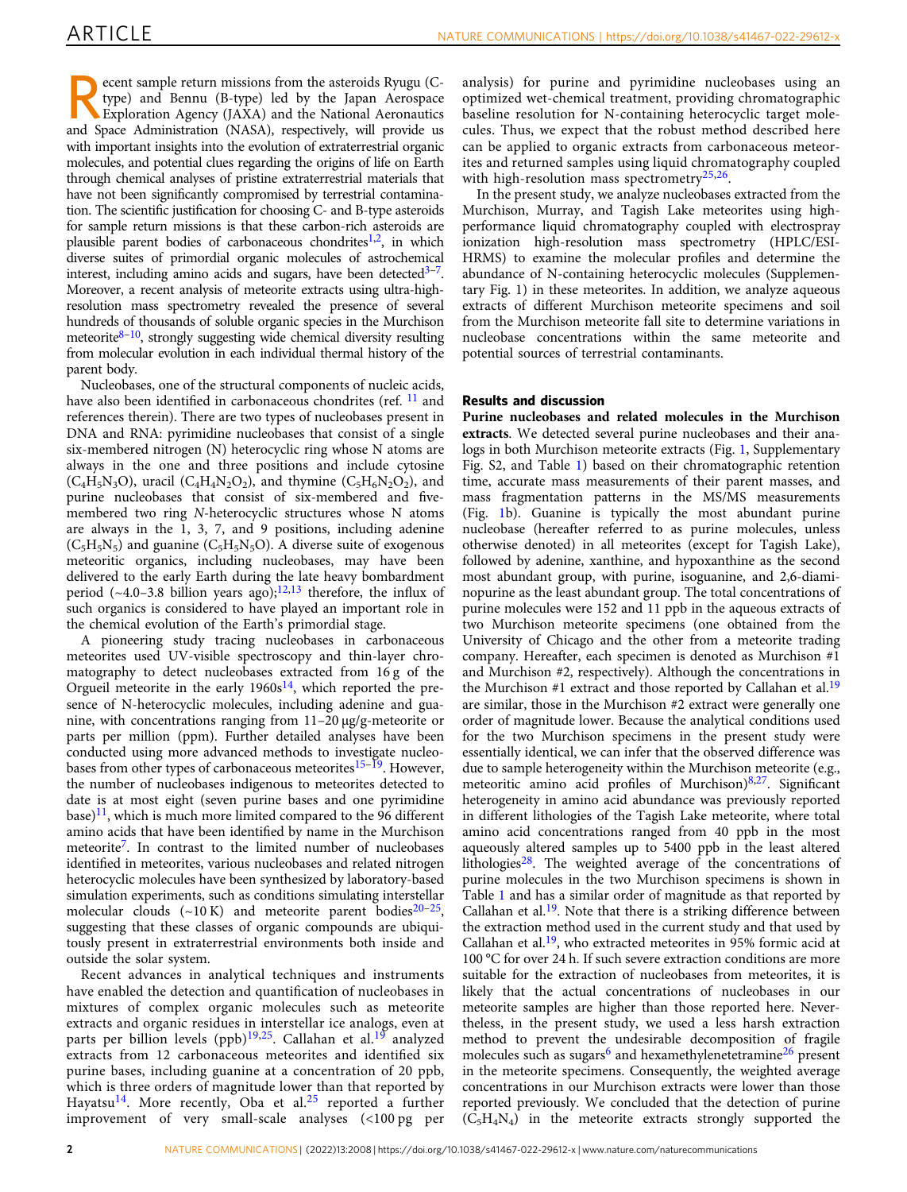Recent sample return missions from the asteroids Ryugu (C-type) and Bennu (B-type) led by the Japan Aerospace Exploration Agency (JAXA) and the National Aeronautics and Space Administration (NASA), respectively, will provide us with important insights into the evolution of extraterrestrial organic molecules, and potential clues regarding the origins of life on Earth through chemical analyses of pristine extraterrestrial materials that have not been significantly compromised by terrestrial contamination. The scientific justification for choosing C- and B-type asteroids for sample return missions is that these carbon-rich asteroids are plausible parent bodies of carbonaceous chondrites[1,2], in which diverse suites of primordial organic molecules of astrochemical interest, including amino acids and sugars, have been detected[3–7]. Moreover, a recent analysis of meteorite extracts using ultra-high-resolution mass spectrometry revealed the presence of several hundreds of thousands of soluble organic species in the Murchison meteorite[8–10], strongly suggesting wide chemical diversity resulting from molecular evolution in each individual thermal history of the parent body.

Nucleobases, one of the structural components of nucleic acids, have also been identified in carbonaceous chondrites (ref. [11] and references therein). There are two types of nucleobases present in DNA and RNA: pyrimidine nucleobases that consist of a single six-membered nitrogen (N) heterocyclic ring whose N atoms are always in the one and three positions and include cytosine ($C_4H_5N_3O$), uracil ($C_4H_4N_2O_2$), and thymine ($C_5H_6N_2O_2$), and purine nucleobases that consist of six-membered and five-membered two ring *N*-heterocyclic structures whose N atoms are always in the 1, 3, 7, and 9 positions, including adenine ($C_5H_5N_5$) and guanine ($C_5H_5N_5O$). A diverse suite of exogenous meteoritic organics, including nucleobases, may have been delivered to the early Earth during the late heavy bombardment period (~4.0–3.8 billion years ago);[12,13] therefore, the influx of such organics is considered to have played an important role in the chemical evolution of the Earth's primordial stage.

A pioneering study tracing nucleobases in carbonaceous meteorites used UV-visible spectroscopy and thin-layer chromatography to detect nucleobases extracted from 16 g of the Orgueil meteorite in the early 1960s[14], which reported the presence of N-heterocyclic molecules, including adenine and guanine, with concentrations ranging from 11–20 μg/g-meteorite or parts per million (ppm). Further detailed analyses have been conducted using more advanced methods to investigate nucleobases from other types of carbonaceous meteorites[15–19]. However, the number of nucleobases indigenous to meteorites detected to date is at most eight (seven purine bases and one pyrimidine base)[11], which is much more limited compared to the 96 different amino acids that have been identified by name in the Murchison meteorite[7]. In contrast to the limited number of nucleobases identified in meteorites, various nucleobases and related nitrogen heterocyclic molecules have been synthesized by laboratory-based simulation experiments, such as conditions simulating interstellar molecular clouds (~10 K) and meteorite parent bodies[20–25], suggesting that these classes of organic compounds are ubiquitously present in extraterrestrial environments both inside and outside the solar system.

Recent advances in analytical techniques and instruments have enabled the detection and quantification of nucleobases in mixtures of complex organic molecules such as meteorite extracts and organic residues in interstellar ice analogs, even at parts per billion levels (ppb)[19,25]. Callahan et al.[19] analyzed extracts from 12 carbonaceous meteorites and identified six purine bases, including guanine at a concentration of 20 ppb, which is three orders of magnitude lower than that reported by Hayatsu[14]. More recently, Oba et al.[25] reported a further improvement of very small-scale analyses (<100 pg per analysis) for purine and pyrimidine nucleobases using an optimized wet-chemical treatment, providing chromatographic baseline resolution for N-containing heterocyclic target molecules. Thus, we expect that the robust method described here can be applied to organic extracts from carbonaceous meteorites and returned samples using liquid chromatography coupled with high-resolution mass spectrometry[25,26].

In the present study, we analyze nucleobases extracted from the Murchison, Murray, and Tagish Lake meteorites using high-performance liquid chromatography coupled with electrospray ionization high-resolution mass spectrometry (HPLC/ESI-HRMS) to examine the molecular profiles and determine the abundance of N-containing heterocyclic molecules (Supplementary Fig. 1) in these meteorites. In addition, we analyze aqueous extracts of different Murchison meteorite specimens and soil from the Murchison meteorite fall site to determine variations in nucleobase concentrations within the same meteorite and potential sources of terrestrial contaminants.

## Results and discussion

**Purine nucleobases and related molecules in the Murchison extracts**. We detected several purine nucleobases and their analogs in both Murchison meteorite extracts (Fig. 1, Supplementary Fig. S2, and Table 1) based on their chromatographic retention time, accurate mass measurements of their parent masses, and mass fragmentation patterns in the MS/MS measurements (Fig. 1b). Guanine is typically the most abundant purine nucleobase (hereafter referred to as purine molecules, unless otherwise denoted) in all meteorites (except for Tagish Lake), followed by adenine, xanthine, and hypoxanthine as the second most abundant group, with purine, isoguanine, and 2,6-diaminopurine as the least abundant group. The total concentrations of purine molecules were 152 and 11 ppb in the aqueous extracts of two Murchison meteorite specimens (one obtained from the University of Chicago and the other from a meteorite trading company. Hereafter, each specimen is denoted as Murchison #1 and Murchison #2, respectively). Although the concentrations in the Murchison #1 extract and those reported by Callahan et al.[19] are similar, those in the Murchison #2 extract were generally one order of magnitude lower. Because the analytical conditions used for the two Murchison specimens in the present study were essentially identical, we can infer that the observed difference was due to sample heterogeneity within the Murchison meteorite (e.g., meteoritic amino acid profiles of Murchison)[8,27]. Significant heterogeneity in amino acid abundance was previously reported in different lithologies of the Tagish Lake meteorite, where total amino acid concentrations ranged from 40 ppb in the most aqueously altered samples up to 5400 ppb in the least altered lithologies[28]. The weighted average of the concentrations of purine molecules in the two Murchison specimens is shown in Table 1 and has a similar order of magnitude as that reported by Callahan et al.[19]. Note that there is a striking difference between the extraction method used in the current study and that used by Callahan et al.[19], who extracted meteorites in 95% formic acid at 100 °C for over 24 h. If such severe extraction conditions are more suitable for the extraction of nucleobases from meteorites, it is likely that the actual concentrations of nucleobases in our meteorite samples are higher than those reported here. Nevertheless, in the present study, we used a less harsh extraction method to prevent the undesirable decomposition of fragile molecules such as sugars[6] and hexamethylenetetramine[26] present in the meteorite specimens. Consequently, the weighted average concentrations in our Murchison extracts were lower than those reported previously. We concluded that the detection of purine ($C_5H_4N_4$) in the meteorite extracts strongly supported the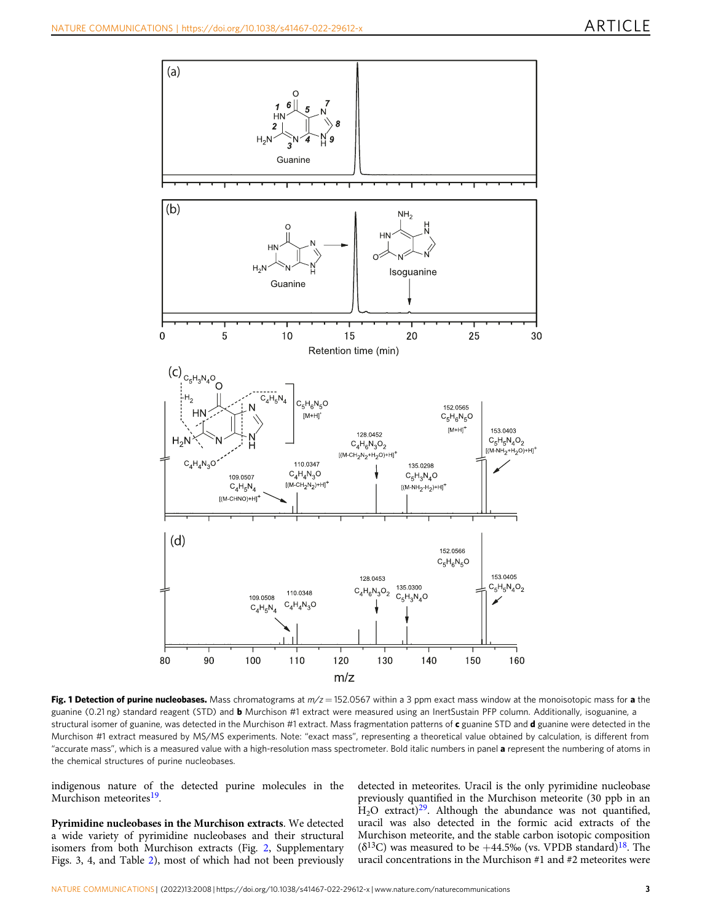**Fig. 1 Detection of purine nucleobases.** Mass chromatograms at $m/z = 152.0567$ within a 3 ppm exact mass window at the monoisotopic mass for **a** the guanine (0.21 ng) standard reagent (STD) and **b** Murchison #1 extract were measured using an InertSustain PFP column. Additionally, isoguanine, a structural isomer of guanine, was detected in the Murchison #1 extract. Mass fragmentation patterns of **c** guanine STD and **d** guanine were detected in the Murchison #1 extract measured by MS/MS experiments. Note: "exact mass", representing a theoretical value obtained by calculation, is different from "accurate mass", which is a measured value with a high-resolution mass spectrometer. Bold italic numbers in panel **a** represent the numbering of atoms in the chemical structures of purine nucleobases.

indigenous nature of the detected purine molecules in the Murchison meteorites[19].

**Pyrimidine nucleobases in the Murchison extracts**. We detected a wide variety of pyrimidine nucleobases and their structural isomers from both Murchison extracts (Fig. 2, Supplementary Figs. 3, 4, and Table 2), most of which had not been previously detected in meteorites. Uracil is the only pyrimidine nucleobase previously quantified in the Murchison meteorite (30 ppb in an $H_2O$ extract)[29]. Although the abundance was not quantified, uracil was also detected in the formic acid extracts of the Murchison meteorite, and the stable carbon isotopic composition ($\delta^{13}C$) was measured to be +44.5‰ (vs. VPDB standard)[18]. The uracil concentrations in the Murchison #1 and #2 meteorites were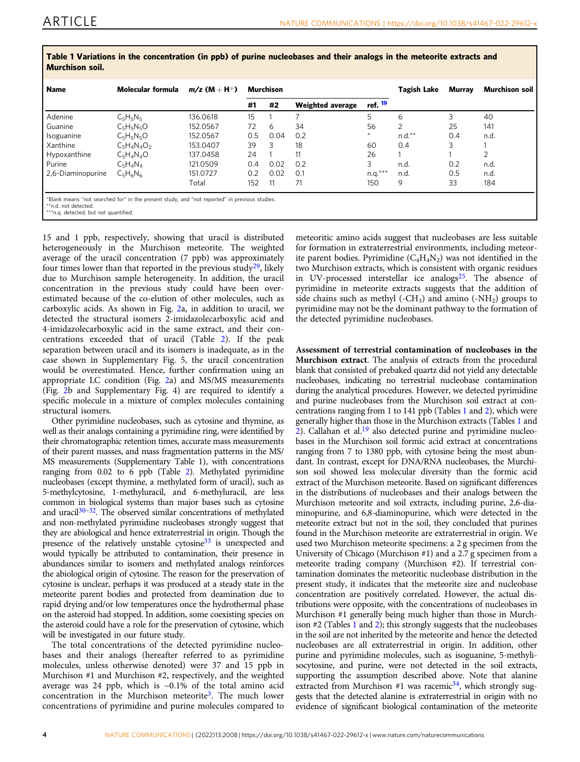**Table 1 Variations in the concentration (in ppb) of purine nucleobases and their analogs in the meteorite extracts and Murchison soil.**

| Name | Molecular formula | $m/z$ (M + H$^+$) | Murchison | | | | Tagish Lake | Murray | Murchison soil |
|---|---|---|---|---|---|---|---|---|---|
| | | | #1 | #2 | Weighted average | ref. [19] | | | |
| Adenine | $C_5H_5N_5$ | 136.0618 | 15 | 1 | 7 | 5 | 6 | 3 | 40 |
| Guanine | $C_5H_5N_5O$ | 152.0567 | 72 | 6 | 34 | 56 | 2 | 25 | 141 |
| Isoguanine | $C_5H_5N_5O$ | 152.0567 | 0.5 | 0.04 | 0.2 | * | n.d.** | 0.4 | n.d. |
| Xanthine | $C_5H_4N_4O_2$ | 153.0407 | 39 | 3 | 18 | 60 | 0.4 | 3 | 1 |
| Hypoxanthine | $C_5H_4N_4O$ | 137.0458 | 24 | 1 | 11 | 26 | 1 | 1 | 2 |
| Purine | $C_5H_4N_4$ | 121.0509 | 0.4 | 0.02 | 0.2 | 3 | n.d. | 0.2 | n.d. |
| 2,6-Diaminopurine | $C_5H_6N_6$ | 151.0727 | 0.2 | 0.02 | 0.1 | n.q.*** | n.d. | 0.5 | n.d. |
| | | Total | 152 | 11 | 71 | 150 | 9 | 33 | 184 |

*Blank means "not searched for" in the present study, and "not reported" in previous studies.
**n.d. not detected.
***n.q. detected, but not quantified.

15 and 1 ppb, respectively, showing that uracil is distributed heterogeneously in the Murchison meteorite. The weighted average of the uracil concentration (7 ppb) was approximately four times lower than that reported in the previous study[29], likely due to Murchison sample heterogeneity. In addition, the uracil concentration in the previous study could have been overestimated because of the co-elution of other molecules, such as carboxylic acids. As shown in Fig. 2a, in addition to uracil, we detected the structural isomers 2-imidazolecarboxylic acid and 4-imidazolecarboxylic acid in the same extract, and their concentrations exceeded that of uracil (Table 2). If the peak separation between uracil and its isomers is inadequate, as in the case shown in Supplementary Fig. 5, the uracil concentration would be overestimated. Hence, further confirmation using an appropriate LC condition (Fig. 2a) and MS/MS measurements (Fig. 2b and Supplementary Fig. 4) are required to identify a specific molecule in a mixture of complex molecules containing structural isomers.

Other pyrimidine nucleobases, such as cytosine and thymine, as well as their analogs containing a pyrimidine ring, were identified by their chromatographic retention times, accurate mass measurements of their parent masses, and mass fragmentation patterns in the MS/MS measurements (Supplementary Table 1), with concentrations ranging from 0.02 to 6 ppb (Table 2). Methylated pyrimidine nucleobases (except thymine, a methylated form of uracil), such as 5-methylcytosine, 1-methyluracil, and 6-methyluracil, are less common in biological systems than major bases such as cytosine and uracil[30–32]. The observed similar concentrations of methylated and non-methylated pyrimidine nucleobases strongly suggest that they are abiological and hence extraterrestrial in origin. Though the presence of the relatively unstable cytosine[33] is unexpected and would typically be attributed to contamination, their presence in abundances similar to isomers and methylated analogs reinforces the abiological origin of cytosine. The reason for the preservation of cytosine is unclear, perhaps it was produced at a steady state in the meteorite parent bodies and protected from deamination due to rapid drying and/or low temperatures once the hydrothermal phase on the asteroid had stopped. In addition, some coexisting species on the asteroid could have a role for the preservation of cytosine, which will be investigated in our future study.

The total concentrations of the detected pyrimidine nucleobases and their analogs (hereafter referred to as pyrimidine molecules, unless otherwise denoted) were 37 and 15 ppb in Murchison #1 and Murchison #2, respectively, and the weighted average was 24 ppb, which is ~0.1% of the total amino acid concentration in the Murchison meteorite[3]. The much lower concentrations of pyrimidine and purine molecules compared to meteoritic amino acids suggest that nucleobases are less suitable for formation in extraterrestrial environments, including meteorite parent bodies. Pyrimidine ($C_4H_4N_2$) was not identified in the two Murchison extracts, which is consistent with organic residues in UV-processed interstellar ice analogs[25]. The absence of pyrimidine in meteorite extracts suggests that the addition of side chains such as methyl (-$CH_3$) and amino (-$NH_2$) groups to pyrimidine may not be the dominant pathway to the formation of the detected pyrimidine nucleobases.

**Assessment of terrestrial contamination of nucleobases in the Murchison extract**. The analysis of extracts from the procedural blank that consisted of prebaked quartz did not yield any detectable nucleobases, indicating no terrestrial nucleobase contamination during the analytical procedures. However, we detected pyrimidine and purine nucleobases from the Murchison soil extract at concentrations ranging from 1 to 141 ppb (Tables 1 and 2), which were generally higher than those in the Murchison extracts (Tables 1 and 2). Callahan et al.[19] also detected purine and pyrimidine nucleobases in the Murchison soil formic acid extract at concentrations ranging from 7 to 1380 ppb, with cytosine being the most abundant. In contrast, except for DNA/RNA nucleobases, the Murchison soil showed less molecular diversity than the formic acid extract of the Murchison meteorite. Based on significant differences in the distributions of nucleobases and their analogs between the Murchison meteorite and soil extracts, including purine, 2,6-diaminopurine, and 6,8-diaminopurine, which were detected in the meteorite extract but not in the soil, they concluded that purines found in the Murchison meteorite are extraterrestrial in origin. We used two Murchison meteorite specimens: a 2 g specimen from the University of Chicago (Murchison #1) and a 2.7 g specimen from a meteorite trading company (Murchison #2). If terrestrial contamination dominates the meteoritic nucleobase distribution in the present study, it indicates that the meteorite size and nucleobase concentration are positively correlated. However, the actual distributions were opposite, with the concentrations of nucleobases in Murchison #1 generally being much higher than those in Murchison #2 (Tables 1 and 2); this strongly suggests that the nucleobases in the soil are not inherited by the meteorite and hence the detected nucleobases are all extraterrestrial in origin. In addition, other purine and pyrimidine molecules, such as isoguanine, 5-methylisocytosine, and purine, were not detected in the soil extracts, supporting the assumption described above. Note that alanine extracted from Murchison #1 was racemic[34], which strongly suggests that the detected alanine is extraterrestrial in origin with no evidence of significant biological contamination of the meteorite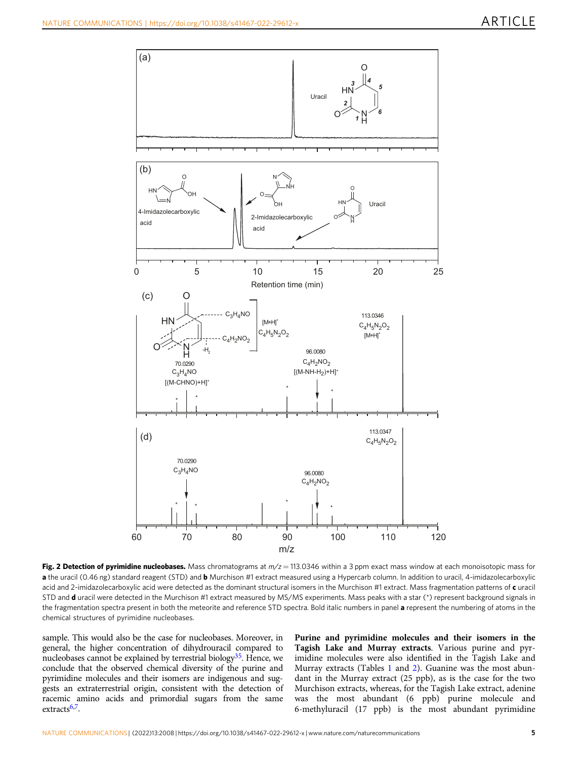**Fig. 2 Detection of pyrimidine nucleobases.** Mass chromatograms at $m/z = 113.0346$ within a 3 ppm exact mass window at each monoisotopic mass for **a** the uracil (0.46 ng) standard reagent (STD) and **b** Murchison #1 extract measured using a Hypercarb column. In addition to uracil, 4-imidazolecarboxylic acid and 2-imidazolecarboxylic acid were detected as the dominant structural isomers in the Murchison #1 extract. Mass fragmentation patterns of **c** uracil STD and **d** uracil were detected in the Murchison #1 extract measured by MS/MS experiments. Mass peaks with a star (*) represent background signals in the fragmentation spectra present in both the meteorite and reference STD spectra. Bold italic numbers in panel **a** represent the numbering of atoms in the chemical structures of pyrimidine nucleobases.

sample. This would also be the case for nucleobases. Moreover, in general, the higher concentration of dihydrouracil compared to nucleobases cannot be explained by terrestrial biology[35]. Hence, we conclude that the observed chemical diversity of the purine and pyrimidine molecules and their isomers are indigenous and suggests an extraterrestrial origin, consistent with the detection of racemic amino acids and primordial sugars from the same extracts[6,7].

**Purine and pyrimidine molecules and their isomers in the Tagish Lake and Murray extracts**. Various purine and pyrimidine molecules were also identified in the Tagish Lake and Murray extracts (Tables 1 and 2). Guanine was the most abundant in the Murray extract (25 ppb), as is the case for the two Murchison extracts, whereas, for the Tagish Lake extract, adenine was the most abundant (6 ppb) purine molecule and 6-methyluracil (17 ppb) is the most abundant pyrimidine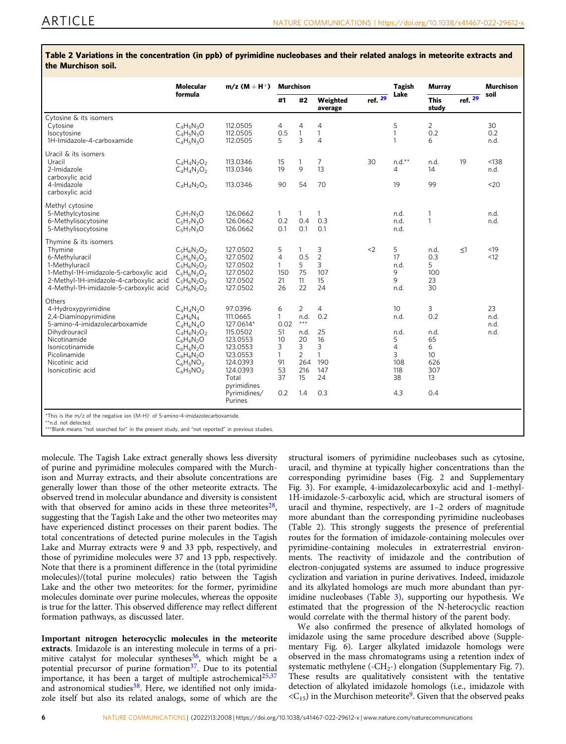**Table 2 Variations in the concentration (in ppb) of pyrimidine nucleobases and their related analogs in meteorite extracts and the Murchison soil.**

| | Molecular formula | m/z (M + H+) | Murchison | | | | Tagish Lake | Murray | | Murchison soil |
|---|---|---|---|---|---|---|---|---|---|---|
| | | | #1 | #2 | Weighted average | ref. 29 | | This study | ref. 29 | |
| **Cytosine & its isomers** | | | | | | | | | | |
| Cytosine | $C_4H_5N_3O$ | 112.0505 | 4 | 4 | 4 | | 5 | 2 | | 30 |
| Isocytosine | $C_4H_5N_3O$ | 112.0505 | 0.5 | 1 | 1 | | 1 | 0.2 | | 0.2 |
| 1H-Imidazole-4-carboxamide | $C_4H_5N_3O$ | 112.0505 | 5 | 3 | 4 | | 1 | 6 | | n.d. |
| **Uracil & its isomers** | | | | | | | | | | |
| Uracil | $C_4H_4N_2O_2$ | 113.0346 | 15 | 1 | 7 | 30 | n.d.** | n.d. | 19 | <138 |
| 2-Imidazole carboxylic acid | $C_4H_4N_2O_2$ | 113.0346 | 19 | 9 | 13 | | 4 | 14 | | n.d. |
| 4-Imidazole carboxylic acid | $C_4H_4N_2O_2$ | 113.0346 | 90 | 54 | 70 | | 19 | 99 | | <20 |
| **Methyl cytosine** | | | | | | | | | | |
| 5-Methylcytosine | $C_5H_7N_3O$ | 126.0662 | 1 | 1 | 1 | | n.d. | 1 | | n.d. |
| 6-Methylisocytosine | $C_5H_7N_3O$ | 126.0662 | 0.2 | 0.4 | 0.3 | | n.d. | 1 | | n.d. |
| 5-Methylisocytosine | $C_5H_7N_3O$ | 126.0662 | 0.1 | 0.1 | 0.1 | | n.d. | | | |
| **Thymine & its isomers** | | | | | | | | | | |
| Thymine | $C_5H_6N_2O_2$ | 127.0502 | 5 | 1 | 3 | <2 | 5 | n.d. | ≤1 | <19 |
| 6-Methyluracil | $C_5H_6N_2O_2$ | 127.0502 | 4 | 0.5 | 2 | | 17 | 0.3 | | <12 |
| 1-Methyluracil | $C_5H_6N_2O_2$ | 127.0502 | 1 | 5 | 3 | | n.d. | 5 | | |
| 1-Methyl-1H-imidazole-5-carboxylic acid | $C_5H_6N_2O_2$ | 127.0502 | 150 | 75 | 107 | | 9 | 100 | | |
| 2-Methyl-1H-imidazole-4-carboxylic acid | $C_5H_6N_2O_2$ | 127.0502 | 21 | 11 | 15 | | 9 | 23 | | |
| 4-Methyl-1H-imidazole-5-carboxylic acid | $C_5H_6N_2O_2$ | 127.0502 | 26 | 22 | 24 | | n.d. | 30 | | |
| **Others** | | | | | | | | | | |
| 4-Hydroxypyrimidine | $C_4H_4N_2O$ | 97.0396 | 6 | 2 | 4 | | 10 | 3 | | 23 |
| 2,4-Diaminopyrimidine | $C_4H_6N_4$ | 111.0665 | 1 | n.d. | 0.2 | | n.d. | 0.2 | | n.d. |
| 5-amino-4-imidazolecarboxamide | $C_4H_6N_4O$ | 127.0614* | 0.02 | *** | | | | | | n.d. |
| Dihydrouracil | $C_4H_6N_2O_2$ | 115.0502 | 51 | n.d. | 25 | | n.d. | n.d. | | n.d. |
| Nicotinamide | $C_6H_6N_2O$ | 123.0553 | 10 | 20 | 16 | | 5 | 65 | | |
| Isonicotinamide | $C_6H_6N_2O$ | 123.0553 | 3 | 3 | 3 | | 4 | 6 | | |
| Picolinamide | $C_6H_6N_2O$ | 123.0553 | 1 | 2 | 1 | | 3 | 10 | | |
| Nicotinic acid | $C_6H_5NO_2$ | 124.0393 | 91 | 264 | 190 | | 108 | 626 | | |
| Isonicotinic acid | $C_6H_5NO_2$ | 124.0393 | 53 | 216 | 147 | | 118 | 307 | | |
| | | Total pyrimidines | 37 | 15 | 24 | | 38 | 13 | | |
| | | Pyrimidines/ Purines | 0.2 | 1.4 | 0.3 | | 4.3 | 0.4 | | |

*This is the m/z of the negative ion (M-H)- of 5-amino-4-imidazolecarboxamide.
**n.d. not detected.
***Blank means "not searched for" in the present study, and "not reported" in previous studies.

molecule. The Tagish Lake extract generally shows less diversity of purine and pyrimidine molecules compared with the Murchison and Murray extracts, and their absolute concentrations are generally lower than those of the other meteorite extracts. The observed trend in molecular abundance and diversity is consistent with that observed for amino acids in these three meteorites[28], suggesting that the Tagish Lake and the other two meteorites may have experienced distinct processes on their parent bodies. The total concentrations of detected purine molecules in the Tagish Lake and Murray extracts were 9 and 33 ppb, respectively, and those of pyrimidine molecules were 37 and 13 ppb, respectively. Note that there is a prominent difference in the (total pyrimidine molecules)/(total purine molecules) ratio between the Tagish Lake and the other two meteorites: for the former, pyrimidine molecules dominate over purine molecules, whereas the opposite is true for the latter. This observed difference may reflect different formation pathways, as discussed later.

**Important nitrogen heterocyclic molecules in the meteorite extracts**. Imidazole is an interesting molecule in terms of a primitive catalyst for molecular syntheses[36], which might be a potential precursor of purine formation[37]. Due to its potential importance, it has been a target of multiple astrochemical[25,37] and astronomical studies[38]. Here, we identified not only imidazole itself but also its related analogs, some of which are the structural isomers of pyrimidine nucleobases such as cytosine, uracil, and thymine at typically higher concentrations than the corresponding pyrimidine bases (Fig. 2 and Supplementary Fig. 3). For example, 4-imidazolecarboxylic acid and 1-methyl-1H-imidazole-5-carboxylic acid, which are structural isomers of uracil and thymine, respectively, are 1–2 orders of magnitude more abundant than the corresponding pyrimidine nucleobases (Table 2). This strongly suggests the presence of preferential routes for the formation of imidazole-containing molecules over pyrimidine-containing molecules in extraterrestrial environments. The reactivity of imidazole and the contribution of electron-conjugated systems are assumed to induce progressive cyclization and variation in purine derivatives. Indeed, imidazole and its alkylated homologs are much more abundant than pyrimidine nucleobases (Table 3), supporting our hypothesis. We estimated that the progression of the N-heterocyclic reaction would correlate with the thermal history of the parent body.

We also confirmed the presence of alkylated homologs of imidazole using the same procedure described above (Supplementary Fig. 6). Larger alkylated imidazole homologs were observed in the mass chromatograms using a retention index of systematic methylene ($-CH_2-$) elongation (Supplementary Fig. 7). These results are qualitatively consistent with the tentative detection of alkylated imidazole homologs (i.e., imidazole with $<C_{15}$) in the Murchison meteorite[9]. Given that the observed peaks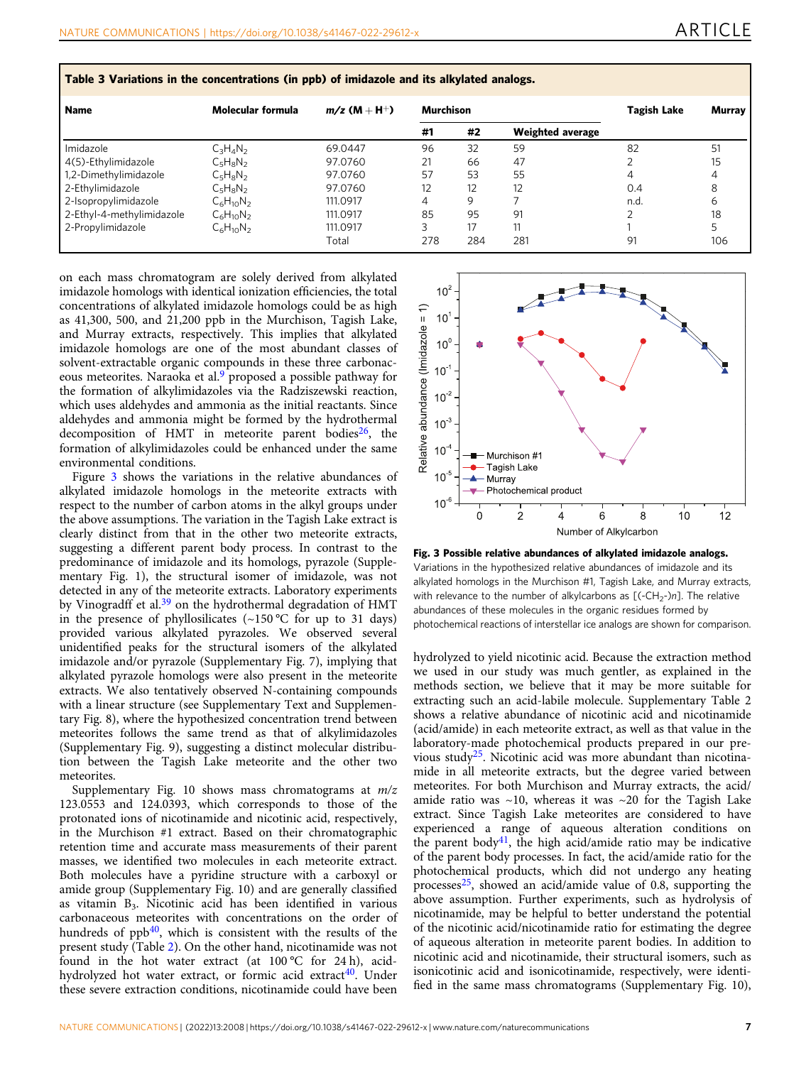**Table 3 Variations in the concentrations (in ppb) of imidazole and its alkylated analogs.**

| Name | Molecular formula | $m/z$ (M + H$^+$) | Murchison | | | Tagish Lake | Murray |
|---|---|---|---|---|---|---|---|
| | | | #1 | #2 | Weighted average | | |
| Imidazole | $C_3H_4N_2$ | 69.0447 | 96 | 32 | 59 | 82 | 51 |
| 4(5)-Ethylimidazole | $C_5H_8N_2$ | 97.0760 | 21 | 66 | 47 | 2 | 15 |
| 1,2-Dimethylimidazole | $C_5H_8N_2$ | 97.0760 | 57 | 53 | 55 | 4 | 4 |
| 2-Ethylimidazole | $C_5H_8N_2$ | 97.0760 | 12 | 12 | 12 | 0.4 | 8 |
| 2-Isopropylimidazole | $C_6H_{10}N_2$ | 111.0917 | 4 | 9 | 7 | n.d. | 6 |
| 2-Ethyl-4-methylimidazole | $C_6H_{10}N_2$ | 111.0917 | 85 | 95 | 91 | 2 | 18 |
| 2-Propylimidazole | $C_6H_{10}N_2$ | 111.0917 | 3 | 17 | 11 | 1 | 5 |
| | | Total | 278 | 284 | 281 | 91 | 106 |

on each mass chromatogram are solely derived from alkylated imidazole homologs with identical ionization efficiencies, the total concentrations of alkylated imidazole homologs could be as high as 41,300, 500, and 21,200 ppb in the Murchison, Tagish Lake, and Murray extracts, respectively. This implies that alkylated imidazole homologs are one of the most abundant classes of solvent-extractable organic compounds in these three carbonaceous meteorites. Naraoka et al.[9] proposed a possible pathway for the formation of alkylimidazoles via the Radziszewski reaction, which uses aldehydes and ammonia as the initial reactants. Since aldehydes and ammonia might be formed by the hydrothermal decomposition of HMT in meteorite parent bodies[26], the formation of alkylimidazoles could be enhanced under the same environmental conditions.

Figure 3 shows the variations in the relative abundances of alkylated imidazole homologs in the meteorite extracts with respect to the number of carbon atoms in the alkyl groups under the above assumptions. The variation in the Tagish Lake extract is clearly distinct from that in the other two meteorite extracts, suggesting a different parent body process. In contrast to the predominance of imidazole and its homologs, pyrazole (Supplementary Fig. 1), the structural isomer of imidazole, was not detected in any of the meteorite extracts. Laboratory experiments by Vinogradff et al.[39] on the hydrothermal degradation of HMT in the presence of phyllosilicates (~150 °C for up to 31 days) provided various alkylated pyrazoles. We observed several unidentified peaks for the structural isomers of the alkylated imidazole and/or pyrazole (Supplementary Fig. 7), implying that alkylated pyrazole homologs were also present in the meteorite extracts. We also tentatively observed N-containing compounds with a linear structure (see Supplementary Text and Supplementary Fig. 8), where the hypothesized concentration trend between meteorites follows the same trend as that of alkylimidazoles (Supplementary Fig. 9), suggesting a distinct molecular distribution between the Tagish Lake meteorite and the other two meteorites.

Supplementary Fig. 10 shows mass chromatograms at $m/z$ 123.0553 and 124.0393, which corresponds to those of the protonated ions of nicotinamide and nicotinic acid, respectively, in the Murchison #1 extract. Based on their chromatographic retention time and accurate mass measurements of their parent masses, we identified two molecules in each meteorite extract. Both molecules have a pyridine structure with a carboxyl or amide group (Supplementary Fig. 10) and are generally classified as vitamin $B_3$. Nicotinic acid has been identified in various carbonaceous meteorites with concentrations on the order of hundreds of ppb[40], which is consistent with the results of the present study (Table 2). On the other hand, nicotinamide was not found in the hot water extract (at 100 °C for 24 h), acid-hydrolyzed hot water extract, or formic acid extract[40]. Under these severe extraction conditions, nicotinamide could have been hydrolyzed to yield nicotinic acid. Because the extraction method we used in our study was much gentler, as explained in the methods section, we believe that it may be more suitable for extracting such an acid-labile molecule. Supplementary Table 2 shows a relative abundance of nicotinic acid and nicotinamide (acid/amide) in each meteorite extract, as well as that value in the laboratory-made photochemical products prepared in our previous study[25]. Nicotinic acid was more abundant than nicotinamide in all meteorite extracts, but the degree varied between meteorites. For both Murchison and Murray extracts, the acid/amide ratio was ~10, whereas it was ~20 for the Tagish Lake extract. Since Tagish Lake meteorites are considered to have experienced a range of aqueous alteration conditions on the parent body[41], the high acid/amide ratio may be indicative of the parent body processes. In fact, the acid/amide ratio for the photochemical products, which did not undergo any heating processes[25], showed an acid/amide value of 0.8, supporting the above assumption. Further experiments, such as hydrolysis of nicotinamide, may be helpful to better understand the potential of the nicotinic acid/nicotinamide ratio for estimating the degree of aqueous alteration in meteorite parent bodies. In addition to nicotinic acid and nicotinamide, their structural isomers, such as isonicotinic acid and isonicotinamide, respectively, were identified in the same mass chromatograms (Supplementary Fig. 10),

**Fig. 3 Possible relative abundances of alkylated imidazole analogs.** Variations in the hypothesized relative abundances of imidazole and its alkylated homologs in the Murchison #1, Tagish Lake, and Murray extracts, with relevance to the number of alkylcarbons as [(-$CH_2$-)$n$]. The relative abundances of these molecules in the organic residues formed by photochemical reactions of interstellar ice analogs are shown for comparison.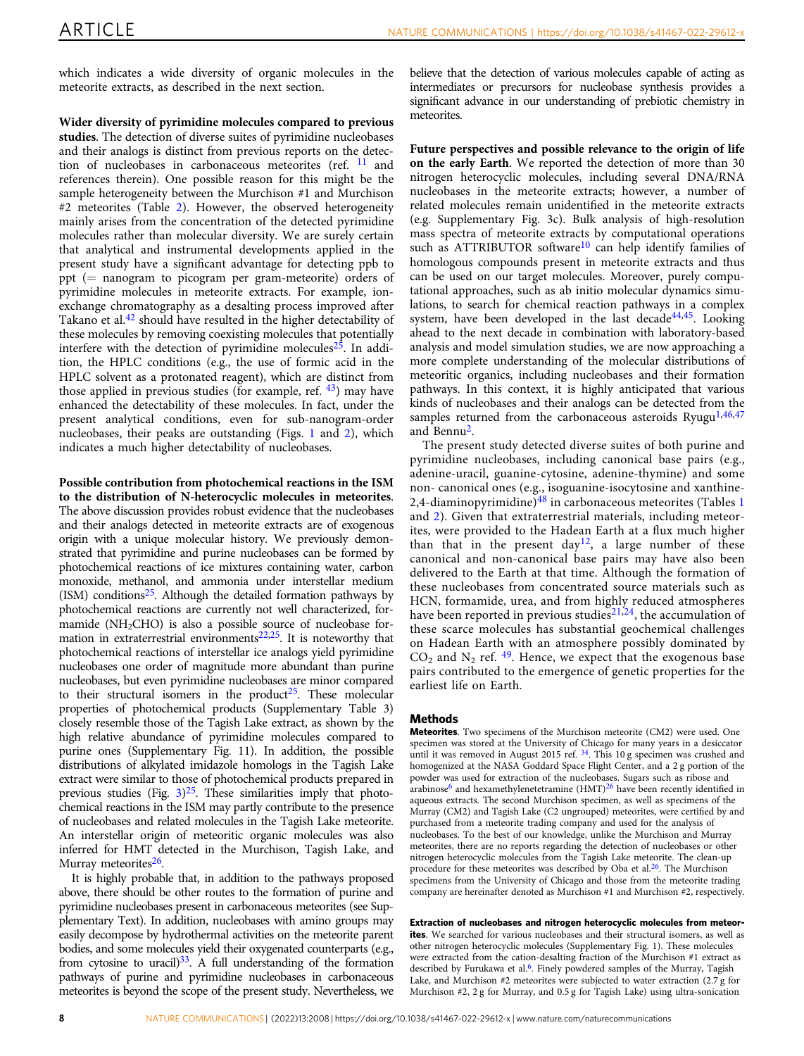which indicates a wide diversity of organic molecules in the meteorite extracts, as described in the next section.

**Wider diversity of pyrimidine molecules compared to previous studies**. The detection of diverse suites of pyrimidine nucleobases and their analogs is distinct from previous reports on the detection of nucleobases in carbonaceous meteorites (ref. [11] and references therein). One possible reason for this might be the sample heterogeneity between the Murchison #1 and Murchison #2 meteorites (Table 2). However, the observed heterogeneity mainly arises from the concentration of the detected pyrimidine molecules rather than molecular diversity. We are surely certain that analytical and instrumental developments applied in the present study have a significant advantage for detecting ppb to ppt (= nanogram to picogram per gram-meteorite) orders of pyrimidine molecules in meteorite extracts. For example, ion-exchange chromatography as a desalting process improved after Takano et al.[42] should have resulted in the higher detectability of these molecules by removing coexisting molecules that potentially interfere with the detection of pyrimidine molecules[25]. In addition, the HPLC conditions (e.g., the use of formic acid in the HPLC solvent as a protonated reagent), which are distinct from those applied in previous studies (for example, ref. [43]) may have enhanced the detectability of these molecules. In fact, under the present analytical conditions, even for sub-nanogram-order nucleobases, their peaks are outstanding (Figs. 1 and 2), which indicates a much higher detectability of nucleobases.

**Possible contribution from photochemical reactions in the ISM to the distribution of N-heterocyclic molecules in meteorites**. The above discussion provides robust evidence that the nucleobases and their analogs detected in meteorite extracts are of exogenous origin with a unique molecular history. We previously demonstrated that pyrimidine and purine nucleobases can be formed by photochemical reactions of ice mixtures containing water, carbon monoxide, methanol, and ammonia under interstellar medium (ISM) conditions[25]. Although the detailed formation pathways by photochemical reactions are currently not well characterized, formamide ($NH_2CHO$) is also a possible source of nucleobase formation in extraterrestrial environments[22,25]. It is noteworthy that photochemical reactions of interstellar ice analogs yield pyrimidine nucleobases one order of magnitude more abundant than purine nucleobases, but even pyrimidine nucleobases are minor compared to their structural isomers in the product[25]. These molecular properties of photochemical products (Supplementary Table 3) closely resemble those of the Tagish Lake extract, as shown by the high relative abundance of pyrimidine molecules compared to purine ones (Supplementary Fig. 11). In addition, the possible distributions of alkylated imidazole homologs in the Tagish Lake extract were similar to those of photochemical products prepared in previous studies (Fig. 3)[25]. These similarities imply that photochemical reactions in the ISM may partly contribute to the presence of nucleobases and related molecules in the Tagish Lake meteorite. An interstellar origin of meteoritic organic molecules was also inferred for HMT detected in the Murchison, Tagish Lake, and Murray meteorites[26].

It is highly probable that, in addition to the pathways proposed above, there should be other routes to the formation of purine and pyrimidine nucleobases present in carbonaceous meteorites (see Supplementary Text). In addition, nucleobases with amino groups may easily decompose by hydrothermal activities on the meteorite parent bodies, and some molecules yield their oxygenated counterparts (e.g., from cytosine to uracil)[33]. A full understanding of the formation pathways of purine and pyrimidine nucleobases in carbonaceous meteorites is beyond the scope of the present study. Nevertheless, we believe that the detection of various molecules capable of acting as intermediates or precursors for nucleobase synthesis provides a significant advance in our understanding of prebiotic chemistry in meteorites.

**Future perspectives and possible relevance to the origin of life on the early Earth**. We reported the detection of more than 30 nitrogen heterocyclic molecules, including several DNA/RNA nucleobases in the meteorite extracts; however, a number of related molecules remain unidentified in the meteorite extracts (e.g. Supplementary Fig. 3c). Bulk analysis of high-resolution mass spectra of meteorite extracts by computational operations such as ATTRIBUTOR software[10] can help identify families of homologous compounds present in meteorite extracts and thus can be used on our target molecules. Moreover, purely computational approaches, such as ab initio molecular dynamics simulations, to search for chemical reaction pathways in a complex system, have been developed in the last decade[44,45]. Looking ahead to the next decade in combination with laboratory-based analysis and model simulation studies, we are now approaching a more complete understanding of the molecular distributions of meteoritic organics, including nucleobases and their formation pathways. In this context, it is highly anticipated that various kinds of nucleobases and their analogs can be detected from the samples returned from the carbonaceous asteroids Ryugu[1,46,47] and Bennu[2].

The present study detected diverse suites of both purine and pyrimidine nucleobases, including canonical base pairs (e.g., adenine-uracil, guanine-cytosine, adenine-thymine) and some non- canonical ones (e.g., isoguanine-isocytosine and xanthine-2,4-diaminopyrimidine)[48] in carbonaceous meteorites (Tables 1 and 2). Given that extraterrestrial materials, including meteorites, were provided to the Hadean Earth at a flux much higher than that in the present day[12], a large number of these canonical and non-canonical base pairs may have also been delivered to the Earth at that time. Although the formation of these nucleobases from concentrated source materials such as HCN, formamide, urea, and from highly reduced atmospheres have been reported in previous studies[21,24], the accumulation of these scarce molecules has substantial geochemical challenges on Hadean Earth with an atmosphere possibly dominated by $CO_2$ and $N_2$ ref. [49]. Hence, we expect that the exogenous base pairs contributed to the emergence of genetic properties for the earliest life on Earth.

## Methods

**Meteorites**. Two specimens of the Murchison meteorite (CM2) were used. One specimen was stored at the University of Chicago for many years in a desiccator until it was removed in August 2015 ref. [34]. This 10 g specimen was crushed and homogenized at the NASA Goddard Space Flight Center, and a 2 g portion of the powder was used for extraction of the nucleobases. Sugars such as ribose and arabinose[6] and hexamethylenetetramine (HMT)[26] have been recently identified in aqueous extracts. The second Murchison specimen, as well as specimens of the Murray (CM2) and Tagish Lake (C2 ungrouped) meteorites, were certified by and purchased from a meteorite trading company and used for the analysis of nucleobases. To the best of our knowledge, unlike the Murchison and Murray meteorites, there are no reports regarding the detection of nucleobases or other nitrogen heterocyclic molecules from the Tagish Lake meteorite. The clean-up procedure for these meteorites was described by Oba et al.[26]. The Murchison specimens from the University of Chicago and those from the meteorite trading company are hereinafter denoted as Murchison #1 and Murchison #2, respectively.

**Extraction of nucleobases and nitrogen heterocyclic molecules from meteorites**. We searched for various nucleobases and their structural isomers, as well as other nitrogen heterocyclic molecules (Supplementary Fig. 1). These molecules were extracted from the cation-desalting fraction of the Murchison #1 extract as described by Furukawa et al.[6]. Finely powdered samples of the Murray, Tagish Lake, and Murchison #2 meteorites were subjected to water extraction (2.7 g for Murchison #2, 2 g for Murray, and 0.5 g for Tagish Lake) using ultra-sonication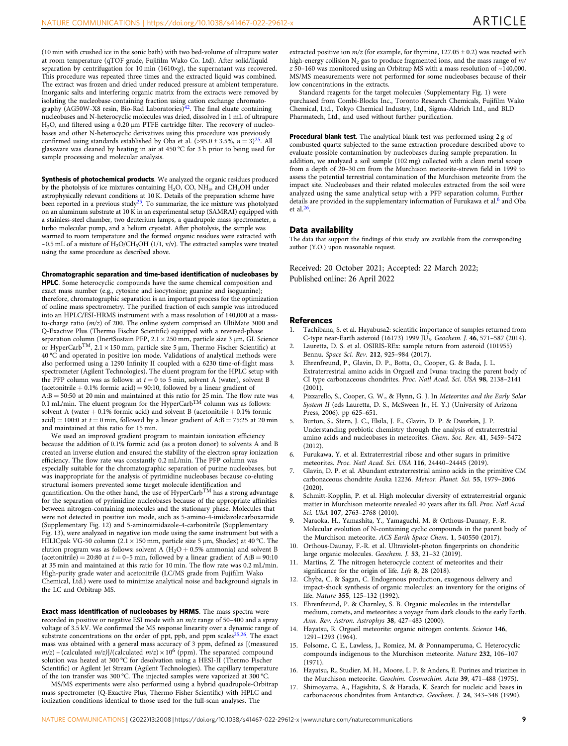(10 min with crushed ice in the sonic bath) with two bed-volume of ultrapure water at room temperature (qTOF grade, Fujifilm Wako Co. Ltd). After solid/liquid separation by centrifugation for 10 min (1610×g), the supernatant was recovered. This procedure was repeated three times and the extracted liquid was combined. The extract was frozen and dried under reduced pressure at ambient temperature. Inorganic salts and interfering organic matrix from the extracts were removed by isolating the nucleobase-containing fraction using cation exchange chromatography (AG50W-X8 resin, Bio-Rad Laboratories)[42]. The final eluate containing nucleobases and N-heterocyclic molecules was dried, dissolved in 1 mL of ultrapure $H_2O$, and filtered using a 0.20 µm PTFE cartridge filter. The recovery of nucleobases and other N-heterocyclic derivatives using this procedure was previously confirmed using standards established by Oba et al. (>95.0 ± 3.5%, $n = 3$)[25]. All glassware was cleaned by heating in air at 450 °C for 3 h prior to being used for sample processing and molecular analysis.

**Synthesis of photochemical products**. We analyzed the organic residues produced by the photolysis of ice mixtures containing $H_2O$, CO, $NH_3$, and $CH_3OH$ under astrophysically relevant conditions at 10 K. Details of the preparation scheme have been reported in a previous study[25]. To summarize, the ice mixture was photolyzed on an aluminum substrate at 10 K in an experimental setup (SAMRAI) equipped with a stainless-steel chamber, two deuterium lamps, a quadrupole mass spectrometer, a turbo molecular pump, and a helium cryostat. After photolysis, the sample was warmed to room temperature and the formed organic residues were extracted with ~0.5 mL of a mixture of $H_2O/CH_3OH$ (1/1, v/v). The extracted samples were treated using the same procedure as described above.

**Chromatographic separation and time-based identification of nucleobases by HPLC**. Some heterocyclic compounds have the same chemical composition and exact mass number (e.g., cytosine and isocytosine; guanine and isoguanine); therefore, chromatographic separation is an important process for the optimization of online mass spectrometry. The purified fraction of each sample was introduced into an HPLC/ESI-HRMS instrument with a mass resolution of 140,000 at a mass-to-charge ratio ($m/z$) of 200. The online system comprised an UltiMate 3000 and Q-Exactive Plus (Thermo Fischer Scientific) equipped with a reversed-phase separation column (InertSustain PFP, 2.1 × 250 mm, particle size 3 µm, GL Science or HyperCarb™, 2.1 × 150 mm, particle size 5 µm, Thermo Fischer Scientific) at 40 °C and operated in positive ion mode. Validations of analytical methods were also performed using a 1290 Infinity II coupled with a 6230 time-of-flight mass spectrometer (Agilent Technologies). The eluent program for the HPLC setup with the PFP column was as follows: at $t = 0$ to 5 min, solvent A (water), solvent B (acetonitrile + 0.1% formic acid) = 90:10, followed by a linear gradient of A:B = 50:50 at 20 min and maintained at this ratio for 25 min. The flow rate was 0.1 mL/min. The eluent program for the HyperCarb™ column was as follows: solvent A (water + 0.1% formic acid) and solvent B (acetonitrile + 0.1% formic acid) = 100:0 at $t = 0$ min, followed by a linear gradient of A:B = 75:25 at 20 min and maintained at this ratio for 15 min.

We used an improved gradient program to maintain ionization efficiency because the addition of 0.1% formic acid (as a proton donor) to solvents A and B created an inverse elution and ensured the stability of the electron spray ionization efficiency. The flow rate was constantly 0.2 mL/min. The PFP column was especially suitable for the chromatographic separation of purine nucleobases, but was inappropriate for the analysis of pyrimidine nucleobases because co-eluting structural isomers prevented some target molecule identification and quantification. On the other hand, the use of HyperCarb™ has a strong advantage for the separation of pyrimidine nucleobases because of the appropriate affinities between nitrogen-containing molecules and the stationary phase. Molecules that were not detected in positive ion mode, such as 5-amino-4-imidazolecarboxamide (Supplementary Fig. 12) and 5-aminoimidazole-4-carbonitrile (Supplementary Fig. 13), were analyzed in negative ion mode using the same instrument but with a HILICpak VG-50 column (2.1 × 150 mm, particle size 5 µm, Shodex) at 40 °C. The elution program was as follows: solvent A ($H_2O$ + 0.5% ammonia) and solvent B (acetonitrile) = 20:80 at $t = 0$–5 min, followed by a linear gradient of A:B = 90:10 at 35 min and maintained at this ratio for 10 min. The flow rate was 0.2 mL/min. High-purity grade water and acetonitrile (LC/MS grade from Fujifilm Wako Chemical, Ltd.) were used to minimize analytical noise and background signals in the LC and Orbitrap MS.

**Exact mass identification of nucleobases by HRMS**. The mass spectra were recorded in positive or negative ESI mode with an $m/z$ range of 50–400 and a spray voltage of 3.5 kV. We confirmed the MS response linearity over a dynamic range of substrate concentrations on the order of ppt, ppb, and ppm scales[25,26]. The exact mass was obtained with a general mass accuracy of 3 ppm, defined as [(measured $m/z$) – (calculated $m/z$)]/(calculated $m/z$) × $10^6$ (ppm). The separated compound solution was heated at 300 °C for desolvation using a HESI-II (Thermo Fischer Scientific) or Agilent Jet Stream (Agilent Technologies). The capillary temperature of the ion transfer was 300 °C. The injected samples were vaporized at 300 °C.

MS/MS experiments were also performed using a hybrid quadrupole-Orbitrap mass spectrometer (Q-Exactive Plus, Thermo Fisher Scientific) with HPLC and ionization conditions identical to those used for the full-scan analyses. The extracted positive ion $m/z$ (for example, for thymine, 127.05 ± 0.2) was reacted with high-energy collision $N_2$ gas to produce fragmented ions, and the mass range of $m/z$ 50–160 was monitored using an Orbitrap MS with a mass resolution of ~140,000. MS/MS measurements were not performed for some nucleobases because of their low concentrations in the extracts.

Standard reagents for the target molecules (Supplementary Fig. 1) were purchased from Combi-Blocks Inc., Toronto Research Chemicals, Fujifilm Wako Chemical, Ltd., Tokyo Chemical Industry, Ltd., Sigma-Aldrich Ltd., and BLD Pharmatech, Ltd., and used without further purification.

**Procedural blank test**. The analytical blank test was performed using 2 g of combusted quartz subjected to the same extraction procedure described above to evaluate possible contamination by nucleobases during sample preparation. In addition, we analyzed a soil sample (102 mg) collected with a clean metal scoop from a depth of 20–30 cm from the Murchison meteorite-strewn field in 1999 to assess the potential terrestrial contamination of the Murchison meteorite from the impact site. Nucleobases and their related molecules extracted from the soil were analyzed using the same analytical setup with a PFP separation column. Further details are provided in the supplementary information of Furukawa et al.[6] and Oba et al.[26].

## Data availability

The data that support the findings of this study are available from the corresponding author (Y.O.) upon reasonable request.

Received: 20 October 2021; Accepted: 22 March 2022;
Published online: 26 April 2022

## References

1. Tachibana, S. et al. Hayabusa2: scientific importance of samples returned from C-type near-Earth asteroid (16173) 1999 JU₃. *Geochem. J.* **46**, 571–587 (2014).
2. Lauretta, D. S. et al. OSIRIS-REx: sample return from asteroid (101955) Bennu. *Space Sci. Rev.* **212**, 925–984 (2017).
3. Ehrenfreund, P., Glavin, D. P., Botta, O., Cooper, G. & Bada, J. L. Extraterrestrial amino acids in Orgueil and Ivuna: tracing the parent body of CI type carbonaceous chondrites. *Proc. Natl Acad. Sci. USA* **98**, 2138–2141 (2001).
4. Pizzarello, S., Cooper, G. W., & Flynn, G. J. In *Meteorites and the Early Solar System II* (eds Lauretta, D. S., McSween Jr., H. Y.) (University of Arizona Press, 2006). pp 625–651.
5. Burton, S., Stern, J. C., Elsila, J. E., Glavin, D. P. & Dworkin, J. P. Understanding prebiotic chemistry through the analysis of extraterrestrial amino acids and nucleobases in meteorites. *Chem. Soc. Rev.* **41**, 5459–5472 (2012).
6. Furukawa, Y. et al. Extraterrestrial ribose and other sugars in primitive meteorites. *Proc. Natl Acad. Sci. USA* **116**, 24440–24445 (2019).
7. Glavin, D. P. et al. Abundant extraterrestrial amino acids in the primitive CM carbonaceous chondrite Asuka 12236. *Meteor. Planet. Sci.* **55**, 1979–2006 (2020).
8. Schmitt-Kopplin, P. et al. High molecular diversity of extraterrestrial organic matter in Murchison meteorite revealed 40 years after its fall. *Proc. Natl Acad. Sci. USA* **107**, 2763–2768 (2010).
9. Naraoka, H., Yamashita, Y., Yamaguchi, M. & Orthous-Daunay, F.-R. Molecular evolution of N-containing cyclic compounds in the parent body of the Murchison meteorite. *ACS Earth Space Chem.* **1**, 540550 (2017).
10. Orthous-Daunay, F.-R. et al. Ultraviolet-photon fingerprints on chondritic large organic molecules. *Geochem. J.* **53**, 21–32 (2019).
11. Martins, Z. The nitrogen heterocycle content of meteorites and their significance for the origin of life. *Life* **8**, 28 (2018).
12. Chyba, C. & Sagan, C. Endogenous production, exogenous delivery and impact-shock synthesis of organic molecules: an inventory for the origins of life. *Nature* **355**, 125–132 (1992).
13. Ehrenfreund, P. & Charnley, S. B. Organic molecules in the interstellar medium, comets, and meteorites: a voyage from dark clouds to the early Earth. *Ann. Rev. Astron. Astrophys* **38**, 427–483 (2000).
14. Hayatsu, R. Orgueil meteorite: organic nitrogen contents. *Science* **146**, 1291–1293 (1964).
15. Folsome, C. E., Lawless, J., Romiez, M. & Ponnamperuma, C. Heterocyclic compounds indigenous to the Murchison meteorite. *Nature* **232**, 106–107 (1971).
16. Hayatsu, R., Studier, M. H., Moore, L. P. & Anders, E. Purines and triazines in the Murchison meteorite. *Geochim. Cosmochim. Acta* **39**, 471–488 (1975).
17. Shimoyama, A., Hagishita, S. & Harada, K. Search for nucleic acid bases in carbonaceous chondrites from Antarctica. *Geochem. J.* **24**, 343–348 (1990).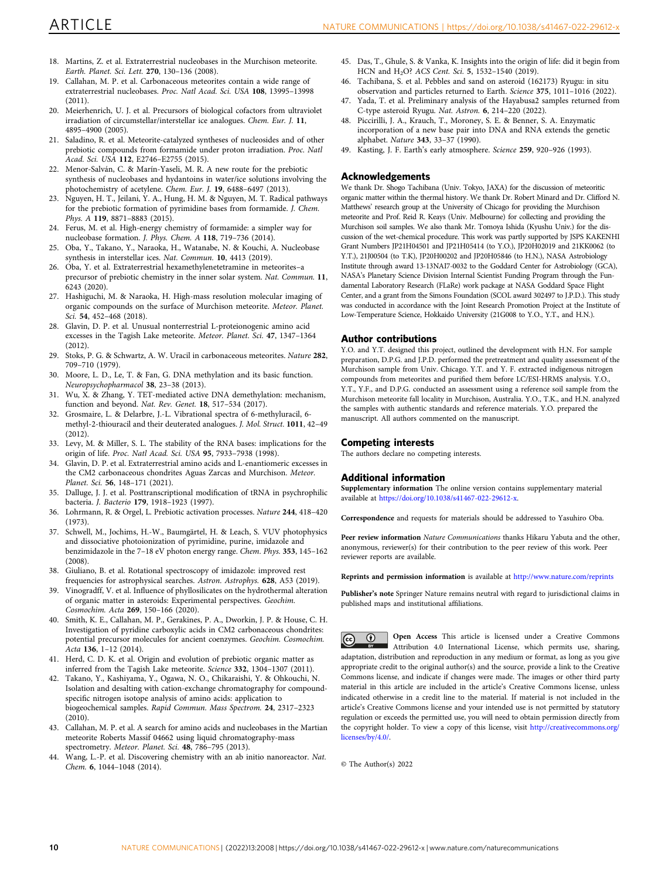18. Martins, Z. et al. Extraterrestrial nucleobases in the Murchison meteorite. *Earth. Planet. Sci. Lett.* **270**, 130–136 (2008).
19. Callahan, M. P. et al. Carbonaceous meteorites contain a wide range of extraterrestrial nucleobases. *Proc. Natl Acad. Sci. USA* **108**, 13995–13998 (2011).
20. Meierhenrich, U. J. et al. Precursors of biological cofactors from ultraviolet irradiation of circumstellar/interstellar ice analogues. *Chem. Eur. J.* **11**, 4895–4900 (2005).
21. Saladino, R. et al. Meteorite-catalyzed syntheses of nucleosides and of other prebiotic compounds from formamide under proton irradiation. *Proc. Natl Acad. Sci. USA* **112**, E2746–E2755 (2015).
22. Menor-Salván, C. & Marín-Yaseli, M. R. A new route for the prebiotic synthesis of nucleobases and hydantoins in water/ice solutions involving the photochemistry of acetylene. *Chem. Eur. J.* **19**, 6488–6497 (2013).
23. Nguyen, H. T., Jeilani, Y. A., Hung, H. M. & Nguyen, M. T. Radical pathways for the prebiotic formation of pyrimidine bases from formamide. *J. Chem. Phys. A* **119**, 8871–8883 (2015).
24. Ferus, M. et al. High-energy chemistry of formamide: a simpler way for nucleobase formation. *J. Phys. Chem. A* **118**, 719–736 (2014).
25. Oba, Y., Takano, Y., Naraoka, H., Watanabe, N. & Kouchi, A. Nucleobase synthesis in interstellar ices. *Nat. Commun.* **10**, 4413 (2019).
26. Oba, Y. et al. Extraterrestrial hexamethylenetetramine in meteorites–a precursor of prebiotic chemistry in the inner solar system. *Nat. Commun.* **11**, 6243 (2020).
27. Hashiguchi, M. & Naraoka, H. High-mass resolution molecular imaging of organic compounds on the surface of Murchison meteorite. *Meteor. Planet. Sci.* **54**, 452–468 (2018).
28. Glavin, D. P. et al. Unusual nonterrestrial L-proteinogenic amino acid excesses in the Tagish Lake meteorite. *Meteor. Planet. Sci.* **47**, 1347–1364 (2012).
29. Stoks, P. G. & Schwartz, A. W. Uracil in carbonaceous meteorites. *Nature* **282**, 709–710 (1979).
30. Moore, L. D., Le, T. & Fan, G. DNA methylation and its basic function. *Neuropsychopharmacol* **38**, 23–38 (2013).
31. Wu, X. & Zhang, Y. TET-mediated active DNA demethylation: mechanism, function and beyond. *Nat. Rev. Genet.* **18**, 517–534 (2017).
32. Grosmaire, L. & Delarbre, J.-L. Vibrational spectra of 6-methyluracil, 6-methyl-2-thiouracil and their deuterated analogues. *J. Mol. Struct.* **1011**, 42–49 (2012).
33. Levy, M. & Miller, S. L. The stability of the RNA bases: implications for the origin of life. *Proc. Natl Acad. Sci. USA* **95**, 7933–7938 (1998).
34. Glavin, D. P. et al. Extraterrestrial amino acids and L-enantiomeric excesses in the CM2 carbonaceous chondrites Aguas Zarcas and Murchison. *Meteor. Planet. Sci.* **56**, 148–171 (2021).
35. Dalluge, J. J. et al. Posttranscriptional modification of tRNA in psychrophilic bacteria. *J. Bacterio* **179**, 1918–1923 (1997).
36. Lohrmann, R. & Orgel, L. Prebiotic activation processes. *Nature* **244**, 418–420 (1973).
37. Schwell, M., Jochims, H.-W., Baumgärtel, H. & Leach, S. VUV photophysics and dissociative photoionization of pyrimidine, purine, imidazole and benzimidazole in the 7–18 eV photon energy range. *Chem. Phys.* **353**, 145–162 (2008).
38. Giuliano, B. et al. Rotational spectroscopy of imidazole: improved rest frequencies for astrophysical searches. *Astron. Astrophys.* **628**, A53 (2019).
39. Vinogradff, V. et al. Influence of phyllosilicates on the hydrothermal alteration of organic matter in asteroids: Experimental perspectives. *Geochim. Cosmochim. Acta* **269**, 150–166 (2020).
40. Smith, K. E., Callahan, M. P., Gerakines, P. A., Dworkin, J. P. & House, C. H. Investigation of pyridine carboxylic acids in CM2 carbonaceous chondrites: potential precursor molecules for ancient coenzymes. *Geochim. Cosmochim. Acta* **136**, 1–12 (2014).
41. Herd, C. D. K. et al. Origin and evolution of prebiotic organic matter as inferred from the Tagish Lake meteorite. *Science* **332**, 1304–1307 (2011).
42. Takano, Y., Kashiyama, Y., Ogawa, N. O., Chikaraishi, Y. & Ohkouchi, N. Isolation and desalting with cation-exchange chromatography for compound-specific nitrogen isotope analysis of amino acids: application to biogeochemical samples. *Rapid Commun. Mass Spectrom.* **24**, 2317–2323 (2010).
43. Callahan, M. P. et al. A search for amino acids and nucleobases in the Martian meteorite Roberts Massif 04662 using liquid chromatography-mass spectrometry. *Meteor. Planet. Sci.* **48**, 786–795 (2013).
44. Wang, L.-P. et al. Discovering chemistry with an ab initio nanoreactor. *Nat. Chem.* **6**, 1044–1048 (2014).
45. Das, T., Ghule, S. & Vanka, K. Insights into the origin of life: did it begin from HCN and $H_2O$? *ACS Cent. Sci.* **5**, 1532–1540 (2019).
46. Tachibana, S. et al. Pebbles and sand on asteroid (162173) Ryugu: in situ observation and particles returned to Earth. *Science* **375**, 1011–1016 (2022).
47. Yada, T. et al. Preliminary analysis of the Hayabusa2 samples returned from C-type asteroid Ryugu. *Nat. Astron.* **6**, 214–220 (2022).
48. Piccirilli, J. A., Krauch, T., Moroney, S. E. & Benner, S. A. Enzymatic incorporation of a new base pair into DNA and RNA extends the genetic alphabet. *Nature* **343**, 33–37 (1990).
49. Kasting, J. F. Earth's early atmosphere. *Science* **259**, 920–926 (1993).

## Acknowledgements

We thank Dr. Shogo Tachibana (Univ. Tokyo, JAXA) for the discussion of meteoritic organic matter within the thermal history. We thank Dr. Robert Minard and Dr. Clifford N. Matthews' research group at the University of Chicago for providing the Murchison meteorite and Prof. Reid R. Keays (Univ. Melbourne) for collecting and providing the Murchison soil samples. We also thank Mr. Tomoya Ishida (Kyushu Univ.) for the discussion of the wet-chemical procedure. This work was partly supported by JSPS KAKENHI Grant Numbers JP21H04501 and JP21H05414 (to Y.O.), JP20H02019 and 21KK0062 (to Y.T.), 21J00504 (to T.K), JP20H00202 and JP20H05846 (to H.N.), NASA Astrobiology Institute through award 13-13NAI7-0032 to the Goddard Center for Astrobiology (GCA), NASA's Planetary Science Division Internal Scientist Funding Program through the Fundamental Laboratory Research (FLaRe) work package at NASA Goddard Space Flight Center, and a grant from the Simons Foundation (SCOL award 302497 to J.P.D.). This study was conducted in accordance with the Joint Research Promotion Project at the Institute of Low-Temperature Science, Hokkaido University (21G008 to Y.O., Y.T., and H.N.).

## Author contributions

Y.O. and Y.T. designed this project, outlined the development with H.N. For sample preparation, D.P.G. and J.P.D. performed the pretreatment and quality assessment of the Murchison sample from Univ. Chicago. Y.T. and Y. F. extracted indigenous nitrogen compounds from meteorites and purified them before LC/ESI-HRMS analysis. Y.O., Y.T., Y.F., and D.P.G. conducted an assessment using a reference soil sample from the Murchison meteorite fall locality in Murchison, Australia. Y.O., T.K., and H.N. analyzed the samples with authentic standards and reference materials. Y.O. prepared the manuscript. All authors commented on the manuscript.

## Competing interests

The authors declare no competing interests.

## Additional information

**Supplementary information** The online version contains supplementary material available at https://doi.org/10.1038/s41467-022-29612-x.

**Correspondence** and requests for materials should be addressed to Yasuhiro Oba.

**Peer review information** *Nature Communications* thanks Hikaru Yabuta and the other, anonymous, reviewer(s) for their contribution to the peer review of this work. Peer reviewer reports are available.

**Reprints and permission information** is available at http://www.nature.com/reprints

**Publisher's note** Springer Nature remains neutral with regard to jurisdictional claims in published maps and institutional affiliations.

**Open Access** This article is licensed under a Creative Commons Attribution 4.0 International License, which permits use, sharing, adaptation, distribution and reproduction in any medium or format, as long as you give appropriate credit to the original author(s) and the source, provide a link to the Creative Commons license, and indicate if changes were made. The images or other third party material in this article are included in the article's Creative Commons license, unless indicated otherwise in a credit line to the material. If material is not included in the article's Creative Commons license and your intended use is not permitted by statutory regulation or exceeds the permitted use, you will need to obtain permission directly from the copyright holder. To view a copy of this license, visit http://creativecommons.org/licenses/by/4.0/.

© The Author(s) 2022